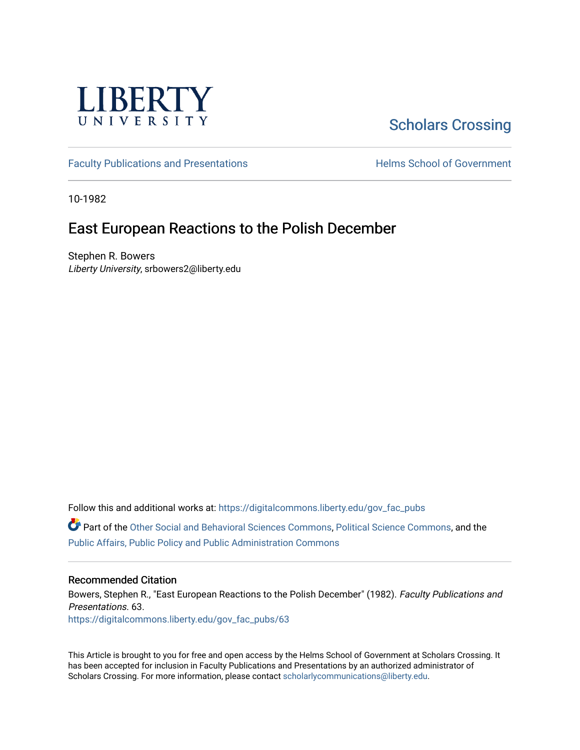LIBERTY UNIVERSITY

Scholars Crossing

Faculty Publications and Presentations

Helms School of Government

10-1982

# East European Reactions to the Polish December

Stephen R. Bowers
*Liberty University*, srbowers2@liberty.edu

Follow this and additional works at: https://digitalcommons.liberty.edu/gov_fac_pubs

Part of the Other Social and Behavioral Sciences Commons, Political Science Commons, and the Public Affairs, Public Policy and Public Administration Commons

## Recommended Citation

Bowers, Stephen R., "East European Reactions to the Polish December" (1982). *Faculty Publications and Presentations*. 63.
https://digitalcommons.liberty.edu/gov_fac_pubs/63

This Article is brought to you for free and open access by the Helms School of Government at Scholars Crossing. It has been accepted for inclusion in Faculty Publications and Presentations by an authorized administrator of Scholars Crossing. For more information, please contact scholarlycommunications@liberty.edu.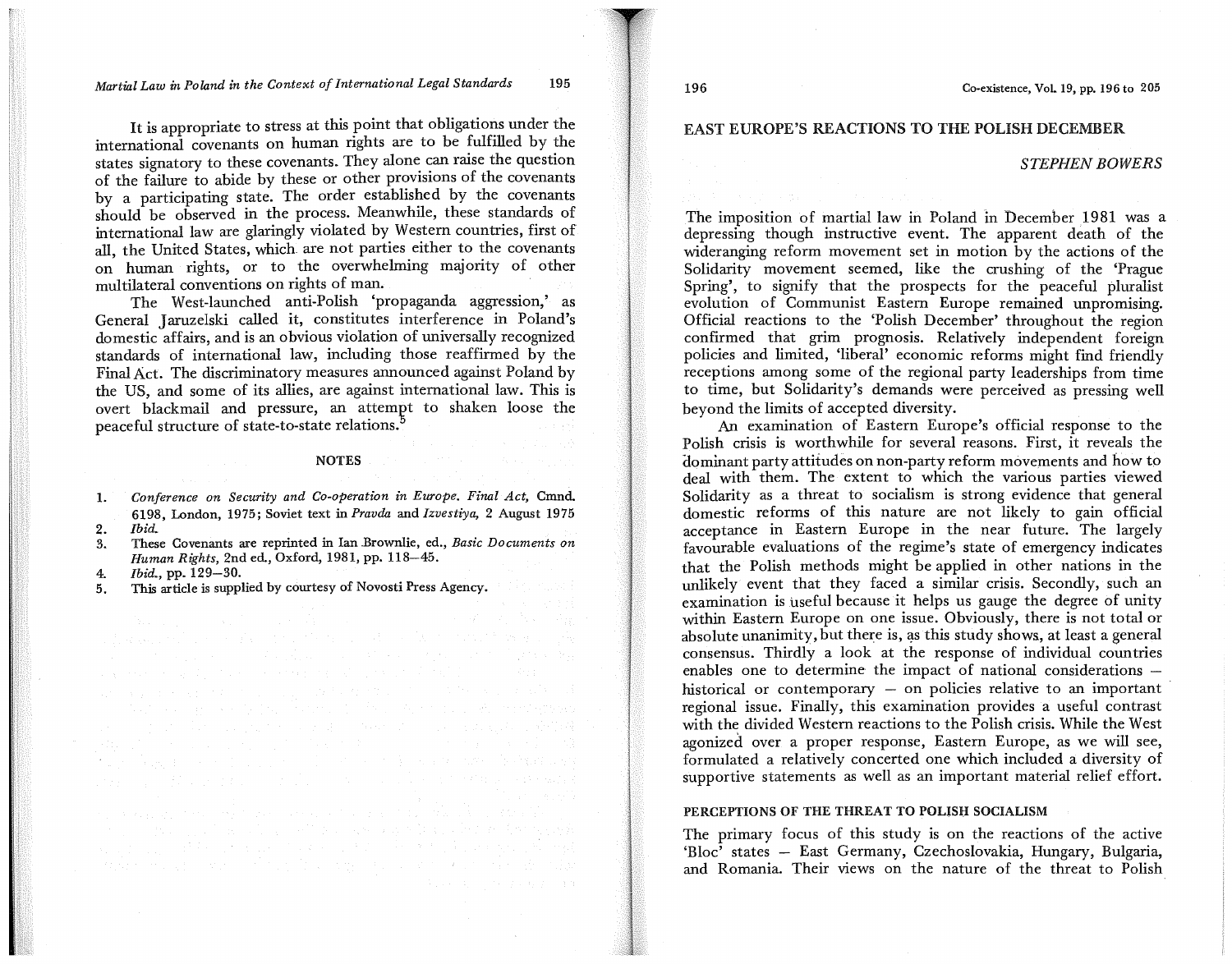It is appropriate to stress at this point that obligations under the international covenants on human rights are to be fulfilled by the states signatory to these covenants. They alone can raise the question of the failure to abide by these or other provisions of the covenants by a participating state. The order established by the covenants should be observed in the process. Meanwhile, these standards of international law are glaringly violated by Western countries, first of all, the United States, which are not parties either to the covenants on human rights, or to the overwhelming majority of other multilateral conventions on rights of man.

The West-launched anti-Polish 'propaganda aggression,' as General Jaruzelski called it, constitutes interference in Poland's domestic affairs, and is an obvious violation of universally recognized standards of international law, including those reaffirmed by the Final Act. The discriminatory measures announced against Poland by the US, and some of its allies, are against international law. This is overt blackmail and pressure, an attempt to shaken loose the peaceful structure of state-to-state relations.[5]

### NOTES

1. *Conference on Security and Co-operation in Europe. Final Act,* Cmnd. 6198, London, 1975; Soviet text in *Pravda* and *Izvestiya,* 2 August 1975
2. *Ibid.*
3. These Covenants are reprinted in Ian Brownlie, ed., *Basic Documents on Human Rights,* 2nd ed., Oxford, 1981, pp. 118–45.
4. *Ibid.,* pp. 129–30.
5. This article is supplied by courtesy of Novosti Press Agency.

# EAST EUROPE'S REACTIONS TO THE POLISH DECEMBER

*STEPHEN BOWERS*

The imposition of martial law in Poland in December 1981 was a depressing though instructive event. The apparent death of the wideranging reform movement set in motion by the actions of the Solidarity movement seemed, like the crushing of the 'Prague Spring', to signify that the prospects for the peaceful pluralist evolution of Communist Eastern Europe remained unpromising. Official reactions to the 'Polish December' throughout the region confirmed that grim prognosis. Relatively independent foreign policies and limited, 'liberal' economic reforms might find friendly receptions among some of the regional party leaderships from time to time, but Solidarity's demands were perceived as pressing well beyond the limits of accepted diversity.

An examination of Eastern Europe's official response to the Polish crisis is worthwhile for several reasons. First, it reveals the dominant party attitudes on non-party reform movements and how to deal with them. The extent to which the various parties viewed Solidarity as a threat to socialism is strong evidence that general domestic reforms of this nature are not likely to gain official acceptance in Eastern Europe in the near future. The largely favourable evaluations of the regime's state of emergency indicates that the Polish methods might be applied in other nations in the unlikely event that they faced a similar crisis. Secondly, such an examination is useful because it helps us gauge the degree of unity within Eastern Europe on one issue. Obviously, there is not total or absolute unanimity, but there is, as this study shows, at least a general consensus. Thirdly a look at the response of individual countries enables one to determine the impact of national considerations — historical or contemporary — on policies relative to an important regional issue. Finally, this examination provides a useful contrast with the divided Western reactions to the Polish crisis. While the West agonized over a proper response, Eastern Europe, as we will see, formulated a relatively concerted one which included a diversity of supportive statements as well as an important material relief effort.

## PERCEPTIONS OF THE THREAT TO POLISH SOCIALISM

The primary focus of this study is on the reactions of the active 'Bloc' states — East Germany, Czechoslovakia, Hungary, Bulgaria, and Romania. Their views on the nature of the threat to Polish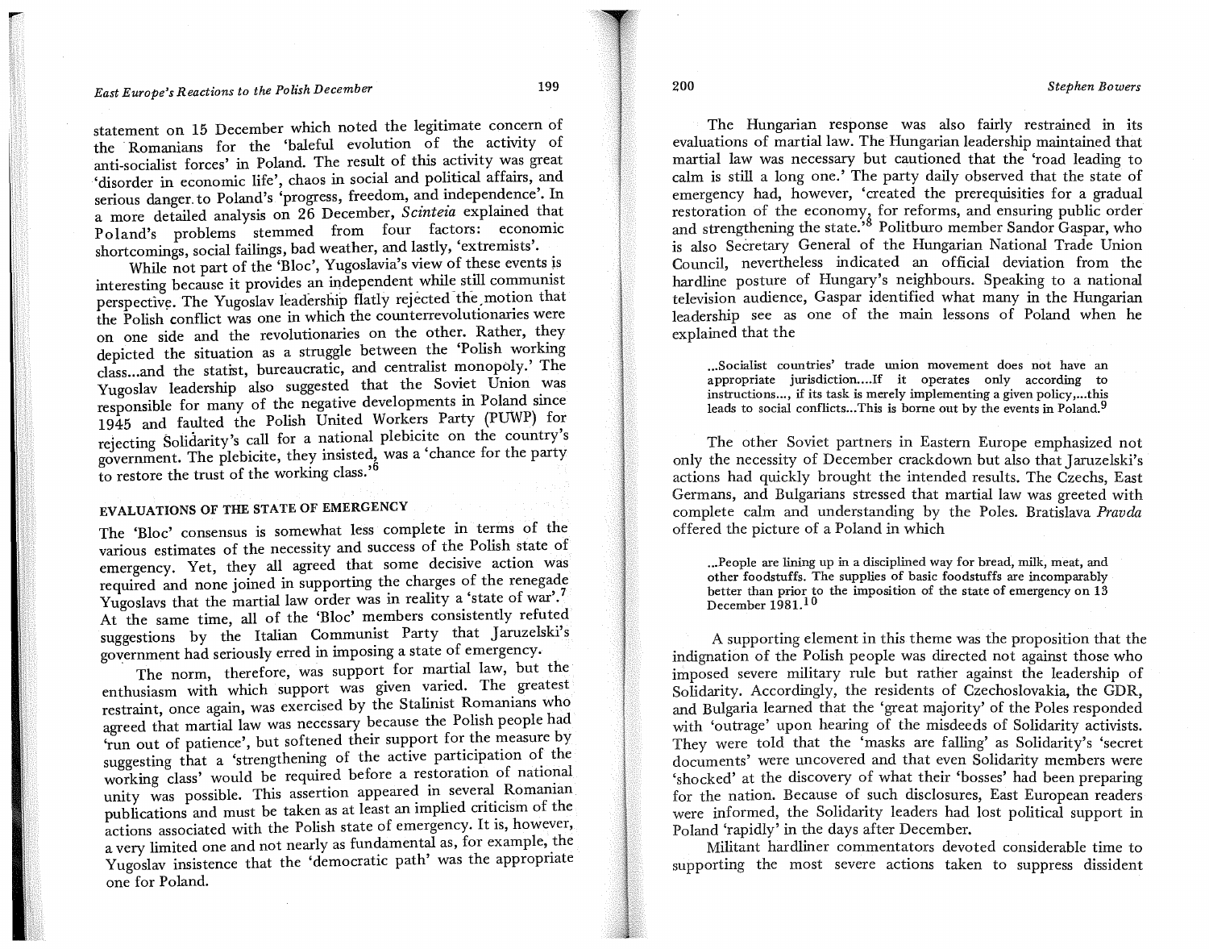statement on 15 December which noted the legitimate concern of the Romanians for the 'baleful evolution of the activity of anti-socialist forces' in Poland. The result of this activity was great 'disorder in economic life', chaos in social and political affairs, and serious danger to Poland's 'progress, freedom, and independence'. In a more detailed analysis on 26 December, *Scinteia* explained that Poland's problems stemmed from four factors: economic shortcomings, social failings, bad weather, and lastly, 'extremists'.

While not part of the 'Bloc', Yugoslavia's view of these events is interesting because it provides an independent while still communist perspective. The Yugoslav leadership flatly rejected the motion that the Polish conflict was one in which the counterrevolutionaries were on one side and the revolutionaries on the other. Rather, they depicted the situation as a struggle between the 'Polish working class...and the statist, bureaucratic, and centralist monopoly.' The Yugoslav leadership also suggested that the Soviet Union was responsible for many of the negative developments in Poland since 1945 and faulted the Polish United Workers Party (PUWP) for rejecting Solidarity's call for a national plebicite on the country's government. The plebicite, they insisted, was a 'chance for the party to restore the trust of the working class.'[6]

## EVALUATIONS OF THE STATE OF EMERGENCY

The 'Bloc' consensus is somewhat less complete in terms of the various estimates of the necessity and success of the Polish state of emergency. Yet, they all agreed that some decisive action was required and none joined in supporting the charges of the renegade Yugoslavs that the martial law order was in reality a 'state of war'.[7] At the same time, all of the 'Bloc' members consistently refuted suggestions by the Italian Communist Party that Jaruzelski's government had seriously erred in imposing a state of emergency.

The norm, therefore, was support for martial law, but the enthusiasm with which support was given varied. The greatest restraint, once again, was exercised by the Stalinist Romanians who agreed that martial law was necessary because the Polish people had 'run out of patience', but softened their support for the measure by suggesting that a 'strengthening of the active participation of the working class' would be required before a restoration of national unity was possible. This assertion appeared in several Romanian publications and must be taken as at least an implied criticism of the actions associated with the Polish state of emergency. It is, however, a very limited one and not nearly as fundamental as, for example, the Yugoslav insistence that the 'democratic path' was the appropriate one for Poland.

The Hungarian response was also fairly restrained in its evaluations of martial law. The Hungarian leadership maintained that martial law was necessary but cautioned that the 'road leading to calm is still a long one.' The party daily observed that the state of emergency had, however, 'created the prerequisities for a gradual restoration of the economy, for reforms, and ensuring public order and strengthening the state.'[8] Politburo member Sandor Gaspar, who is also Secretary General of the Hungarian National Trade Union Council, nevertheless indicated an official deviation from the hardline posture of Hungary's neighbours. Speaking to a national television audience, Gaspar identified what many in the Hungarian leadership see as one of the main lessons of Poland when he explained that the

> ...Socialist countries' trade union movement does not have an appropriate jurisdiction....If it operates only according to instructions..., if its task is merely implementing a given policy,...this leads to social conflicts...This is borne out by the events in Poland.[9]

The other Soviet partners in Eastern Europe emphasized not only the necessity of December crackdown but also that Jaruzelski's actions had quickly brought the intended results. The Czechs, East Germans, and Bulgarians stressed that martial law was greeted with complete calm and understanding by the Poles. Bratislava *Pravda* offered the picture of a Poland in which

> ...People are lining up in a disciplined way for bread, milk, meat, and other foodstuffs. The supplies of basic foodstuffs are incomparably better than prior to the imposition of the state of emergency on 13 December 1981.[10]

A supporting element in this theme was the proposition that the indignation of the Polish people was directed not against those who imposed severe military rule but rather against the leadership of Solidarity. Accordingly, the residents of Czechoslovakia, the GDR, and Bulgaria learned that the 'great majority' of the Poles responded with 'outrage' upon hearing of the misdeeds of Solidarity activists. They were told that the 'masks are falling' as Solidarity's 'secret documents' were uncovered and that even Solidarity members were 'shocked' at the discovery of what their 'bosses' had been preparing for the nation. Because of such disclosures, East European readers were informed, the Solidarity leaders had lost political support in Poland 'rapidly' in the days after December.

Militant hardliner commentators devoted considerable time to supporting the most severe actions taken to suppress dissident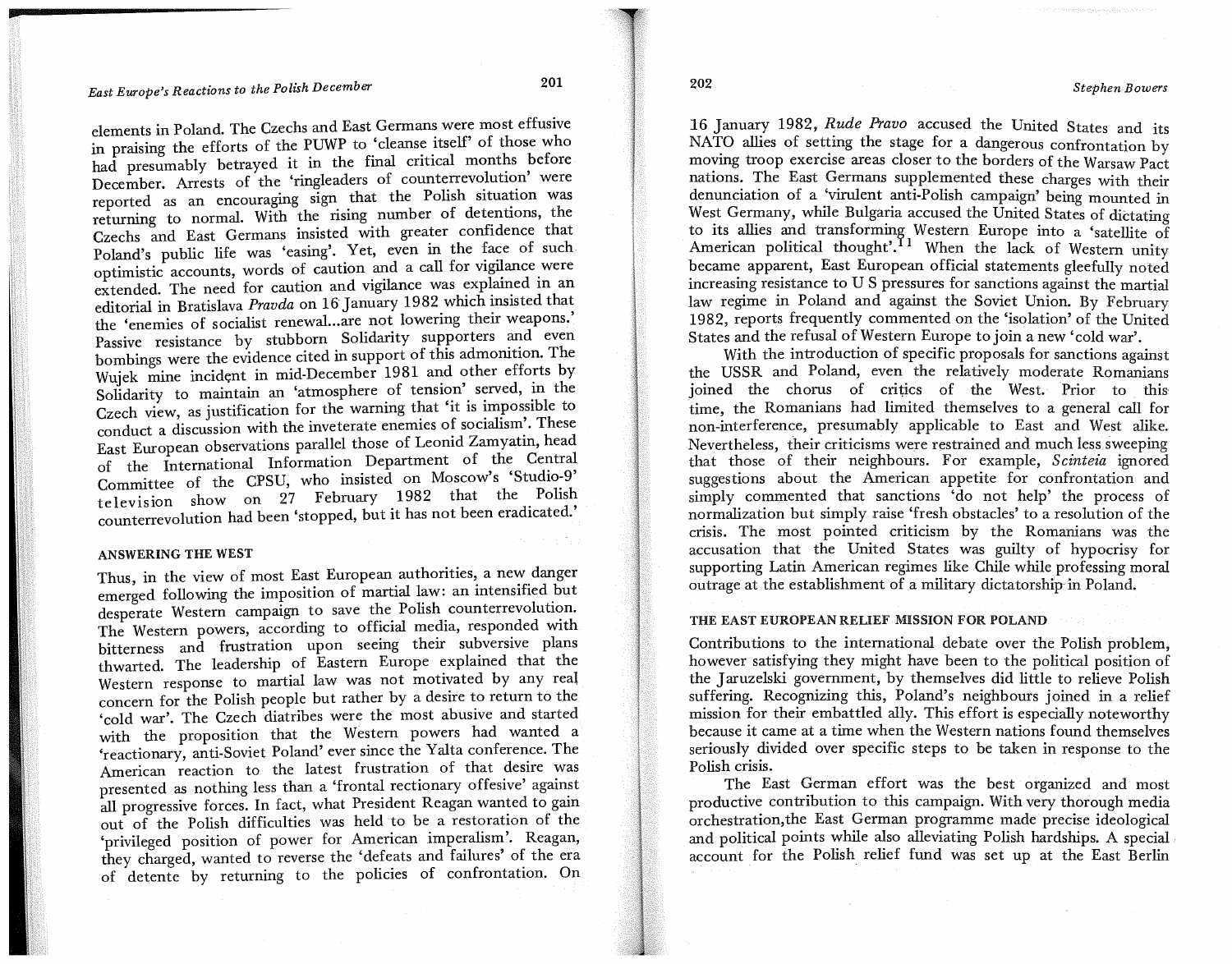elements in Poland. The Czechs and East Germans were most effusive in praising the efforts of the PUWP to 'cleanse itself' of those who had presumably betrayed it in the final critical months before December. Arrests of the 'ringleaders of counterrevolution' were reported as an encouraging sign that the Polish situation was returning to normal. With the rising number of detentions, the Czechs and East Germans insisted with greater confidence that Poland's public life was 'easing'. Yet, even in the face of such optimistic accounts, words of caution and a call for vigilance were extended. The need for caution and vigilance was explained in an editorial in Bratislava *Pravda* on 16 January 1982 which insisted that the 'enemies of socialist renewal...are not lowering their weapons.' Passive resistance by stubborn Solidarity supporters and even bombings were the evidence cited in support of this admonition. The Wujek mine incident in mid-December 1981 and other efforts by Solidarity to maintain an 'atmosphere of tension' served, in the Czech view, as justification for the warning that 'it is impossible to conduct a discussion with the inveterate enemies of socialism'. These East European observations parallel those of Leonid Zamyatin, head of the International Information Department of the Central Committee of the CPSU, who insisted on Moscow's 'Studio-9' television show on 27 February 1982 that the Polish counterrevolution had been 'stopped, but it has not been eradicated.'

## ANSWERING THE WEST

Thus, in the view of most East European authorities, a new danger emerged following the imposition of martial law: an intensified but desperate Western campaign to save the Polish counterrevolution. The Western powers, according to official media, responded with bitterness and frustration upon seeing their subversive plans thwarted. The leadership of Eastern Europe explained that the Western response to martial law was not motivated by any real concern for the Polish people but rather by a desire to return to the 'cold war'. The Czech diatribes were the most abusive and started with the proposition that the Western powers had wanted a 'reactionary, anti-Soviet Poland' ever since the Yalta conference. The American reaction to the latest frustration of that desire was presented as nothing less than a 'frontal rectionary offesive' against all progressive forces. In fact, what President Reagan wanted to gain out of the Polish difficulties was held to be a restoration of the 'privileged position of power for American imperialism'. Reagan, they charged, wanted to reverse the 'defeats and failures' of the era of detente by returning to the policies of confrontation. On 16 January 1982, *Rude Pravo* accused the United States and its NATO allies of setting the stage for a dangerous confrontation by moving troop exercise areas closer to the borders of the Warsaw Pact nations. The East Germans supplemented these charges with their denunciation of a 'virulent anti-Polish campaign' being mounted in West Germany, while Bulgaria accused the United States of dictating to its allies and transforming Western Europe into a 'satellite of American political thought'.[11] When the lack of Western unity became apparent, East European official statements gleefully noted increasing resistance to U S pressures for sanctions against the martial law regime in Poland and against the Soviet Union. By February 1982, reports frequently commented on the 'isolation' of the United States and the refusal of Western Europe to join a new 'cold war'.

With the introduction of specific proposals for sanctions against the USSR and Poland, even the relatively moderate Romanians joined the chorus of critics of the West. Prior to this time, the Romanians had limited themselves to a general call for non-interference, presumably applicable to East and West alike. Nevertheless, their criticisms were restrained and much less sweeping that those of their neighbours. For example, *Scinteia* ignored suggestions about the American appetite for confrontation and simply commented that sanctions 'do not help' the process of normalization but simply raise 'fresh obstacles' to a resolution of the crisis. The most pointed criticism by the Romanians was the accusation that the United States was guilty of hypocrisy for supporting Latin American regimes like Chile while professing moral outrage at the establishment of a military dictatorship in Poland.

## THE EAST EUROPEAN RELIEF MISSION FOR POLAND

Contributions to the international debate over the Polish problem, however satisfying they might have been to the political position of the Jaruzelski government, by themselves did little to relieve Polish suffering. Recognizing this, Poland's neighbours joined in a relief mission for their embattled ally. This effort is especially noteworthy because it came at a time when the Western nations found themselves seriously divided over specific steps to be taken in response to the Polish crisis.

The East German effort was the best organized and most productive contribution to this campaign. With very thorough media orchestration, the East German programme made precise ideological and political points while also alleviating Polish hardships. A special account for the Polish relief fund was set up at the East Berlin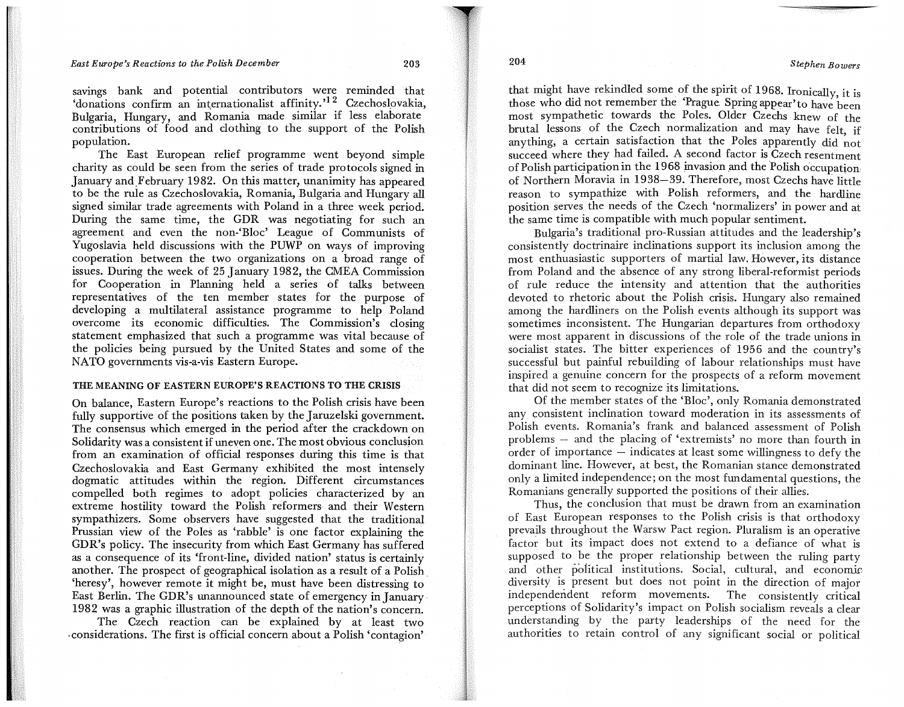savings bank and potential contributors were reminded that 'donations confirm an internationalist affinity.'[12] Czechoslovakia, Bulgaria, Hungary, and Romania made similar if less elaborate contributions of food and clothing to the support of the Polish population.

The East European relief programme went beyond simple charity as could be seen from the series of trade protocols signed in January and February 1982. On this matter, unanimity has appeared to be the rule as Czechoslovakia, Romania, Bulgaria and Hungary all signed similar trade agreements with Poland in a three week period. During the same time, the GDR was negotiating for such an agreement and even the non-'Bloc' League of Communists of Yugoslavia held discussions with the PUWP on ways of improving cooperation between the two organizations on a broad range of issues. During the week of 25 January 1982, the CMEA Commission for Cooperation in Planning held a series of talks between representatives of the ten member states for the purpose of developing a multilateral assistance programme to help Poland overcome its economic difficulties. The Commission's closing statement emphasized that such a programme was vital because of the policies being pursued by the United States and some of the NATO governments vis-a-vis Eastern Europe.

## THE MEANING OF EASTERN EUROPE'S REACTIONS TO THE CRISIS

On balance, Eastern Europe's reactions to the Polish crisis have been fully supportive of the positions taken by the Jaruzelski government. The consensus which emerged in the period after the crackdown on Solidarity was a consistent if uneven one. The most obvious conclusion from an examination of official responses during this time is that Czechoslovakia and East Germany exhibited the most intensely dogmatic attitudes within the region. Different circumstances compelled both regimes to adopt policies characterized by an extreme hostility toward the Polish reformers and their Western sympathizers. Some observers have suggested that the traditional Prussian view of the Poles as 'rabble' is one factor explaining the GDR's policy. The insecurity from which East Germany has suffered as a consequence of its 'front-line, divided nation' status is certainly another. The prospect of geographical isolation as a result of a Polish 'heresy', however remote it might be, must have been distressing to East Berlin. The GDR's unannounced state of emergency in January 1982 was a graphic illustration of the depth of the nation's concern.

The Czech reaction can be explained by at least two considerations. The first is official concern about a Polish 'contagion' that might have rekindled some of the spirit of 1968. Ironically, it is those who did not remember the 'Prague Spring appear' to have been most sympathetic towards the Poles. Older Czechs knew of the brutal lessons of the Czech normalization and may have felt, if anything, a certain satisfaction that the Poles apparently did not succeed where they had failed. A second factor is Czech resentment of Polish participation in the 1968 invasion and the Polish occupation of Northern Moravia in 1938–39. Therefore, most Czechs have little reason to sympathize with Polish reformers, and the hardline position serves the needs of the Czech 'normalizers' in power and at the same time is compatible with much popular sentiment.

Bulgaria's traditional pro-Russian attitudes and the leadership's consistently doctrinaire inclinations support its inclusion among the most enthusiastic supporters of martial law. However, its distance from Poland and the absence of any strong liberal-reformist periods of rule reduce the intensity and attention that the authorities devoted to rhetoric about the Polish crisis. Hungary also remained among the hardliners on the Polish events although its support was sometimes inconsistent. The Hungarian departures from orthodoxy were most apparent in discussions of the role of the trade unions in socialist states. The bitter experiences of 1956 and the country's successful but painful rebuilding of labour relationships must have inspired a genuine concern for the prospects of a reform movement that did not seem to recognize its limitations.

Of the member states of the 'Bloc', only Romania demonstrated any consistent inclination toward moderation in its assessments of Polish events. Romania's frank and balanced assessment of Polish problems – and the placing of 'extremists' no more than fourth in order of importance – indicates at least some willingness to defy the dominant line. However, at best, the Romanian stance demonstrated only a limited independence; on the most fundamental questions, the Romanians generally supported the positions of their allies.

Thus, the conclusion that must be drawn from an examination of East European responses to the Polish crisis is that orthodoxy prevails throughout the Warsw Pact region. Pluralism is an operative factor but its impact does not extend to a defiance of what is supposed to be the proper relationship between the ruling party and other political institutions. Social, cultural, and economic diversity is present but does not point in the direction of major independent reform movements. The consistently critical perceptions of Solidarity's impact on Polish socialism reveals a clear understanding by the party leaderships of the need for the authorities to retain control of any significant social or political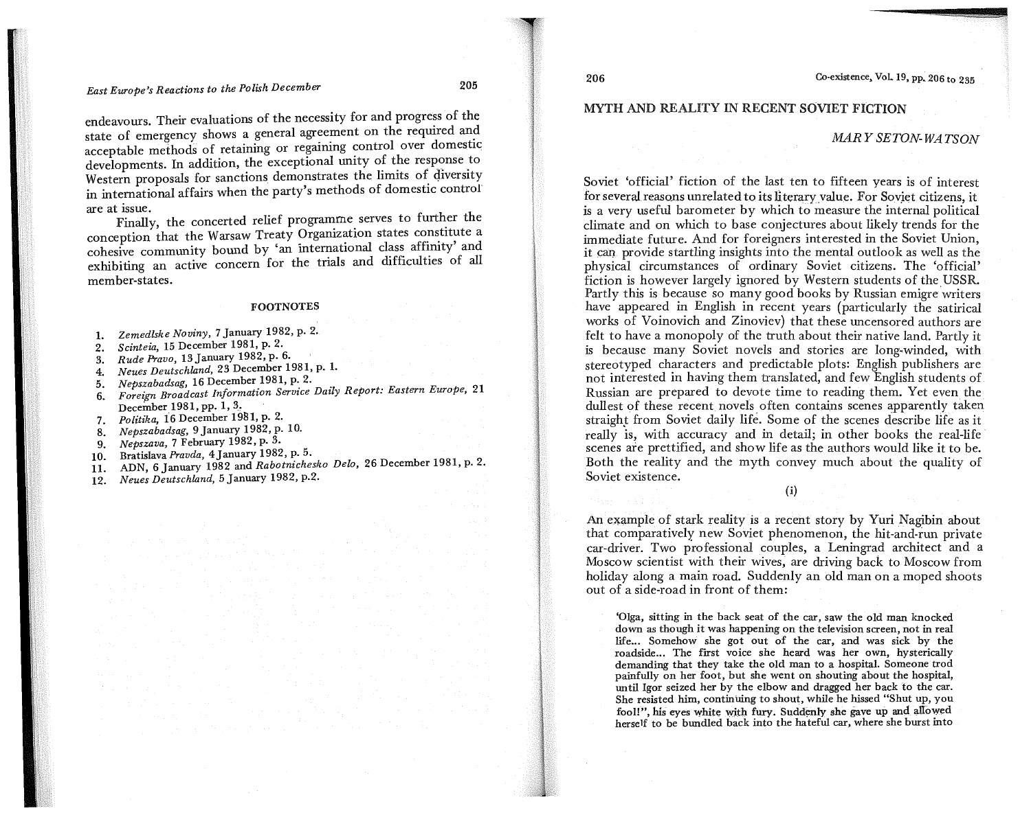endeavours. Their evaluations of the necessity for and progress of the state of emergency shows a general agreement on the required and acceptable methods of retaining or regaining control over domestic developments. In addition, the exceptional unity of the response to Western proposals for sanctions demonstrates the limits of diversity in international affairs when the party's methods of domestic control are at issue.

Finally, the concerted relief programme serves to further the conception that the Warsaw Treaty Organization states constitute a cohesive community bound by 'an international class affinity' and exhibiting an active concern for the trials and difficulties of all member-states.

### FOOTNOTES

1. *Zemedlske Noviny*, 7 January 1982, p. 2.
2. *Scinteia*, 15 December 1981, p. 2.
3. *Rude Pravo*, 13 January 1982, p. 6.
4. *Neues Deutschland*, 23 December 1981, p. 1.
5. *Nepszabadsag*, 16 December 1981, p. 2.
6. *Foreign Broadcast Information Service Daily Report: Eastern Europe*, 21 December 1981, pp. 1, 3.
7. *Politika*, 16 December 1981, p. 2.
8. *Nepszabadsag*, 9 January 1982, p. 10.
9. *Nepszava*, 7 February 1982, p. 3.
10. Bratislava *Pravda*, 4 January 1982, p. 5.
11. ADN, 6 January 1982 and *Rabotnichesko Delo*, 26 December 1981, p. 2.
12. *Neues Deutschland*, 5 January 1982, p.2.

# MYTH AND REALITY IN RECENT SOVIET FICTION

*MARY SETON-WATSON*

Soviet 'official' fiction of the last ten to fifteen years is of interest for several reasons unrelated to its literary value. For Soviet citizens, it is a very useful barometer by which to measure the internal political climate and on which to base conjectures about likely trends for the immediate future. And for foreigners interested in the Soviet Union, it can provide startling insights into the mental outlook as well as the physical circumstances of ordinary Soviet citizens. The 'official' fiction is however largely ignored by Western students of the USSR. Partly this is because so many good books by Russian emigre writers have appeared in English in recent years (particularly the satirical works of Voinovich and Zinoviev) that these uncensored authors are felt to have a monopoly of the truth about their native land. Partly it is because many Soviet novels and stories are long-winded, with stereotyped characters and predictable plots: English publishers are not interested in having them translated, and few English students of Russian are prepared to devote time to reading them. Yet even the dullest of these recent novels often contains scenes apparently taken straight from Soviet daily life. Some of the scenes describe life as it really is, with accuracy and in detail; in other books the real-life scenes are prettified, and show life as the authors would like it to be. Both the reality and the myth convey much about the quality of Soviet existence.

(i)

An example of stark reality is a recent story by Yuri Nagibin about that comparatively new Soviet phenomenon, the hit-and-run private car-driver. Two professional couples, a Leningrad architect and a Moscow scientist with their wives, are driving back to Moscow from holiday along a main road. Suddenly an old man on a moped shoots out of a side-road in front of them:

> 'Olga, sitting in the back seat of the car, saw the old man knocked down as though it was happening on the television screen, not in real life... Somehow she got out of the car, and was sick by the roadside... The first voice she heard was her own, hysterically demanding that they take the old man to a hospital. Someone trod painfully on her foot, but she went on shouting about the hospital, until Igor seized her by the elbow and dragged her back to the car. She resisted him, continuing to shout, while he hissed "Shut up, you fool!", his eyes white with fury. Suddenly she gave up and allowed herself to be bundled back into the hateful car, where she burst into